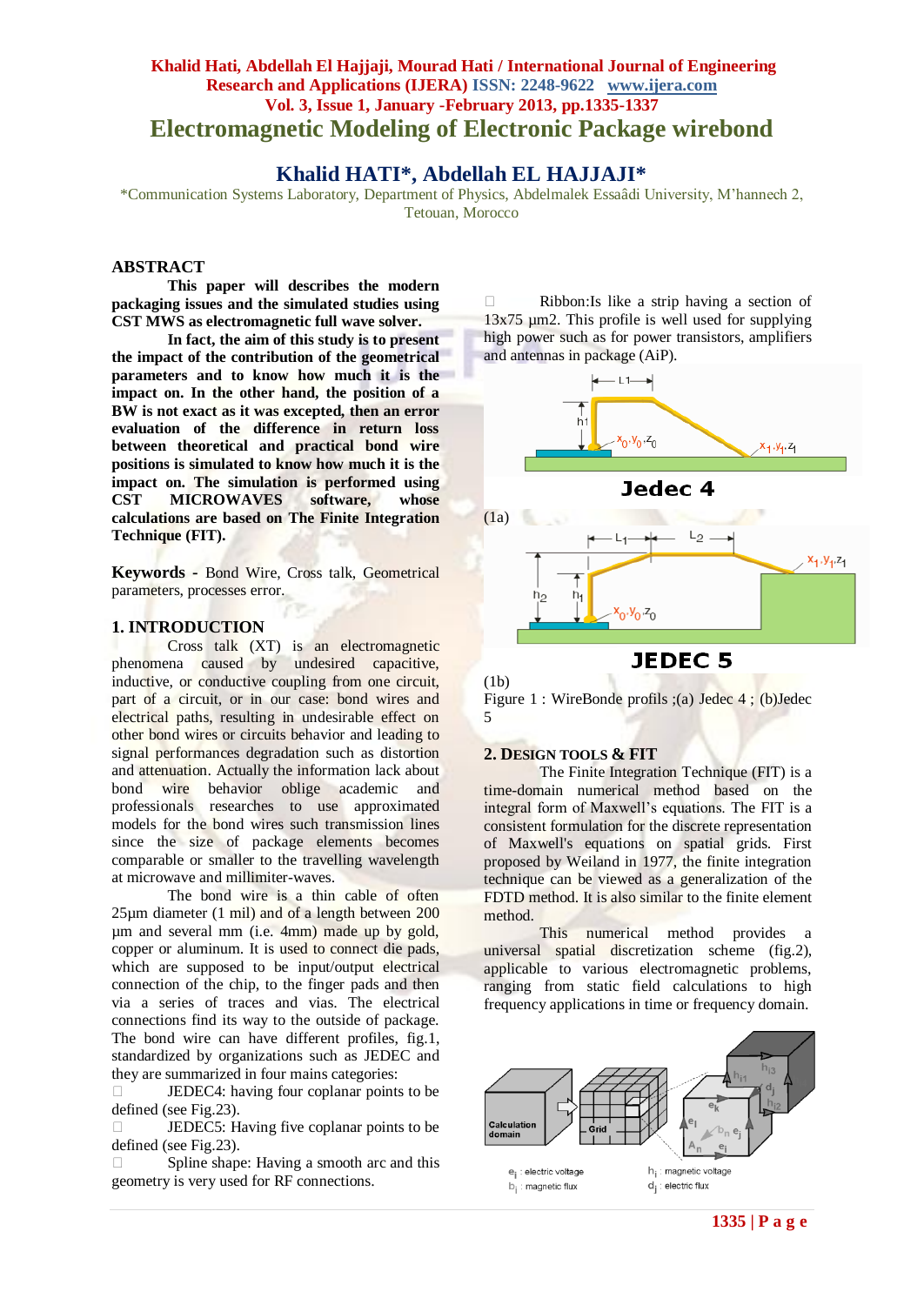# Electromagnetic Modeling of Electronic Package wirebond

## Khalid HATI*, Abdellah EL HAJJAJI*

*Communication Systems Laboratory, Department of Physics, Abdelmalek Essaâdi University, M'hannech 2, Tetouan, Morocco

## ABSTRACT

**This paper will describes the modern packaging issues and the simulated studies using CST MWS as electromagnetic full wave solver.**

**In fact, the aim of this study is to present the impact of the contribution of the geometrical parameters and to know how much it is the impact on. In the other hand, the position of a BW is not exact as it was excepted, then an error evaluation of the difference in return loss between theoretical and practical bond wire positions is simulated to know how much it is the impact on. The simulation is performed using CST MICROWAVES software, whose calculations are based on The Finite Integration Technique (FIT).**

**Keywords -** Bond Wire, Cross talk, Geometrical parameters, processes error.

## 1. INTRODUCTION

Cross talk (XT) is an electromagnetic phenomena caused by undesired capacitive, inductive, or conductive coupling from one circuit, part of a circuit, or in our case: bond wires and electrical paths, resulting in undesirable effect on other bond wires or circuits behavior and leading to signal performances degradation such as distortion and attenuation. Actually the information lack about bond wire behavior oblige academic and professionals researches to use approximated models for the bond wires such transmission lines since the size of package elements becomes comparable or smaller to the travelling wavelength at microwave and millimiter-waves.

The bond wire is a thin cable of often 25µm diameter (1 mil) and of a length between 200 µm and several mm (i.e. 4mm) made up by gold, copper or aluminum. It is used to connect die pads, which are supposed to be input/output electrical connection of the chip, to the finger pads and then via a series of traces and vias. The electrical connections find its way to the outside of package. The bond wire can have different profiles, fig.1, standardized by organizations such as JEDEC and they are summarized in four mains categories:

- JEDEC4: having four coplanar points to be defined (see Fig.23).
- JEDEC5: Having five coplanar points to be defined (see Fig.23).
- Spline shape: Having a smooth arc and this geometry is very used for RF connections.
- Ribbon:Is like a strip having a section of 13x75 µm2. This profile is well used for supplying high power such as for power transistors, amplifiers and antennas in package (AiP).

(1a)

(1b)

Figure 1 : WireBonde profils ;(a) Jedec 4 ; (b)Jedec 5

## 2. DESIGN TOOLS & FIT

The Finite Integration Technique (FIT) is a time-domain numerical method based on the integral form of Maxwell's equations. The FIT is a consistent formulation for the discrete representation of Maxwell's equations on spatial grids. First proposed by Weiland in 1977, the finite integration technique can be viewed as a generalization of the FDTD method. It is also similar to the finite element method.

This numerical method provides a universal spatial discretization scheme (fig.2), applicable to various electromagnetic problems, ranging from static field calculations to high frequency applications in time or frequency domain.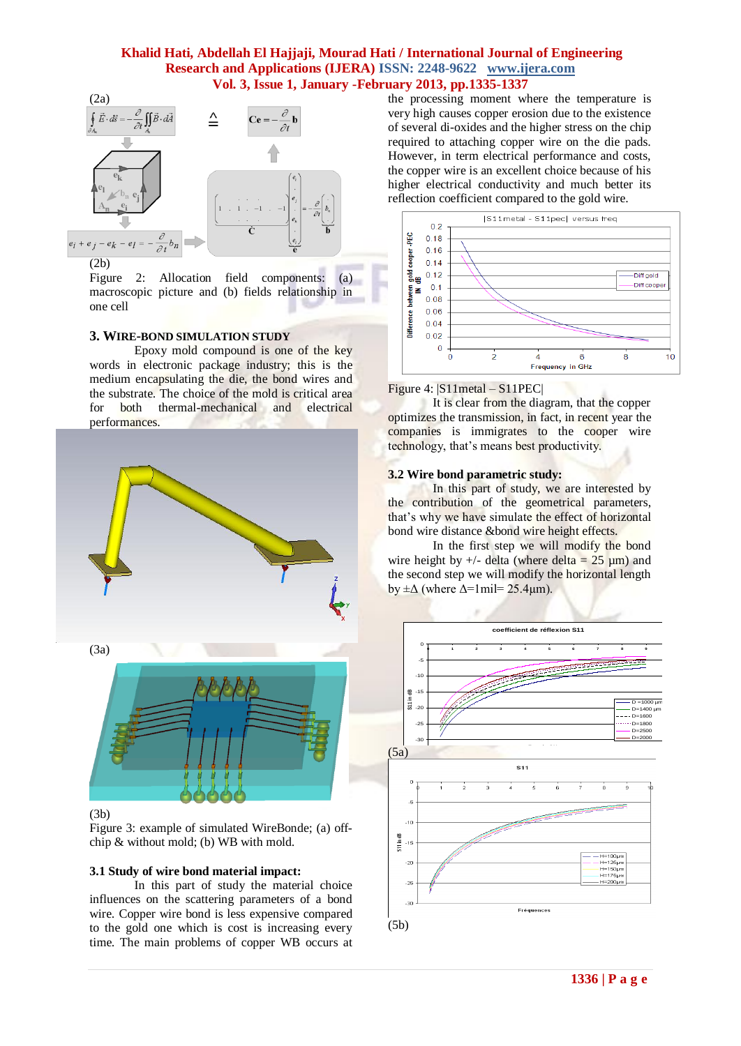(2a)

$$\oint_{\partial A_n} \vec{E} \cdot d\vec{s} = -\frac{\partial}{\partial t} \iint_{A_n} \vec{B} \cdot d\vec{A} \quad \hat{=} \quad \mathbf{Ce} = -\frac{\partial}{\partial t} \mathbf{b}$$

$$e_i + e_j - e_k - e_l = -\frac{\partial}{\partial t} b_n$$

(2b)

Figure 2: Allocation field components: (a) macroscopic picture and (b) fields relationship in one cell

## 3. WIRE-BOND SIMULATION STUDY

Epoxy mold compound is one of the key words in electronic package industry; this is the medium encapsulating the die, the bond wires and the substrate. The choice of the mold is critical area for both thermal-mechanical and electrical performances.

(3a)

(3b)

Figure 3: example of simulated WireBonde; (a) off-chip & without mold; (b) WB with mold.

### 3.1 Study of wire bond material impact:

In this part of study the material choice influences on the scattering parameters of a bond wire. Copper wire bond is less expensive compared to the gold one which is cost is increasing every time. The main problems of copper WB occurs at the processing moment where the temperature is very high causes copper erosion due to the existence of several di-oxides and the higher stress on the chip required to attaching copper wire on the die pads. However, in term electrical performance and costs, the copper wire is an excellent choice because of his higher electrical conductivity and much better its reflection coefficient compared to the gold wire.

Figure 4: |S11metal – S11PEC|

It is clear from the diagram, that the copper optimizes the transmission, in fact, in recent year the companies is immigrates to the cooper wire technology, that's means best productivity.

### 3.2 Wire bond parametric study:

In this part of study, we are interested by the contribution of the geometrical parameters, that's why we have simulate the effect of horizontal bond wire distance &bond wire height effects.

In the first step we will modify the bond wire height by +/- delta (where delta = 25 µm) and the second step we will modify the horizontal length by ±Δ (where Δ=1mil= 25.4µm).

(5a)

(5b)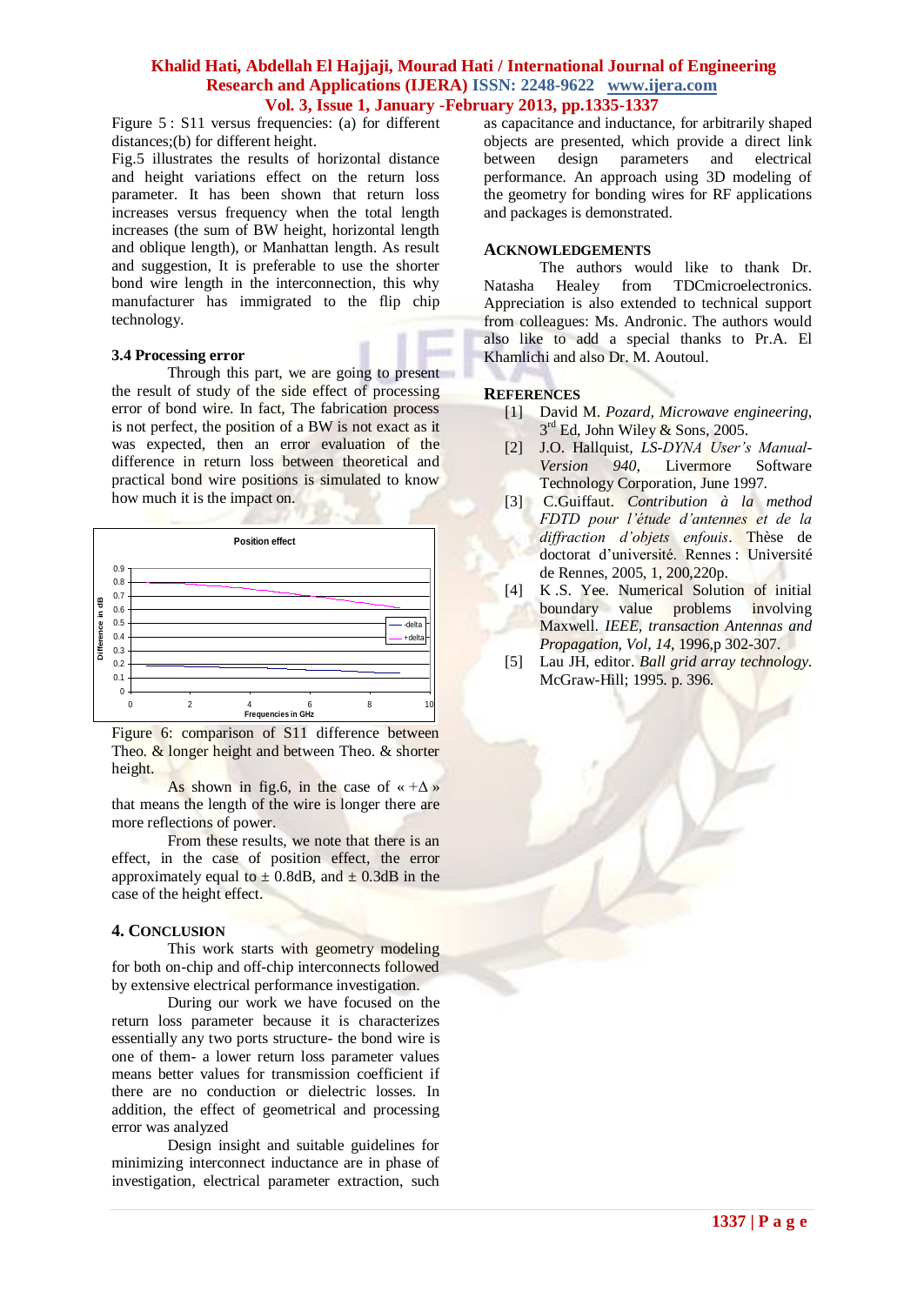Figure 5 : S11 versus frequencies: (a) for different distances;(b) for different height.

Fig.5 illustrates the results of horizontal distance and height variations effect on the return loss parameter. It has been shown that return loss increases versus frequency when the total length increases (the sum of BW height, horizontal length and oblique length), or Manhattan length. As result and suggestion, It is preferable to use the shorter bond wire length in the interconnection, this why manufacturer has immigrated to the flip chip technology.

### 3.4 Processing error

Through this part, we are going to present the result of study of the side effect of processing error of bond wire. In fact, The fabrication process is not perfect, the position of a BW is not exact as it was expected, then an error evaluation of the difference in return loss between theoretical and practical bond wire positions is simulated to know how much it is the impact on.

Position effect

Difference in dB

0.9
0.8
0.7
0.6
0.5
0.4
0.3
0.2
0.1
0

0
2
4
6
8
10

Frequencies in GHz

-delta
+delta

Figure 6: comparison of S11 difference between Theo. & longer height and between Theo. & shorter height.

As shown in fig.6, in the case of « +Δ » that means the length of the wire is longer there are more reflections of power.

From these results, we note that there is an effect, in the case of position effect, the error approximately equal to ± 0.8dB, and ± 0.3dB in the case of the height effect.

## 4. Conclusion

This work starts with geometry modeling for both on-chip and off-chip interconnects followed by extensive electrical performance investigation.

During our work we have focused on the return loss parameter because it is characterizes essentially any two ports structure- the bond wire is one of them- a lower return loss parameter values means better values for transmission coefficient if there are no conduction or dielectric losses. In addition, the effect of geometrical and processing error was analyzed

Design insight and suitable guidelines for minimizing interconnect inductance are in phase of investigation, electrical parameter extraction, such as capacitance and inductance, for arbitrarily shaped objects are presented, which provide a direct link between design parameters and electrical performance. An approach using 3D modeling of the geometry for bonding wires for RF applications and packages is demonstrated.

## Acknowledgements

The authors would like to thank Dr. Natasha Healey from TDCmicroelectronics. Appreciation is also extended to technical support from colleagues: Ms. Andronic. The authors would also like to add a special thanks to Pr.A. El Khamlichi and also Dr. M. Aoutoul.

## References

[1] David M. *Pozard, Microwave engineering*, 3rd Ed, John Wiley & Sons, 2005.

[2] J.O. Hallquist, *LS-DYNA User's Manual-Version 940*, Livermore Software Technology Corporation, June 1997.

[3] C.Guiffaut. *Contribution à la method FDTD pour l'étude d'antennes et de la diffraction d'objets enfouis*. Thèse de doctorat d'université. Rennes : Université de Rennes, 2005, 1, 200,220p.

[4] K .S. Yee. Numerical Solution of initial boundary value problems involving Maxwell. *IEEE, transaction Antennas and Propagation, Vol, 14*, 1996,p 302-307.

[5] Lau JH, editor. *Ball grid array technology*. McGraw-Hill; 1995. p. 396.